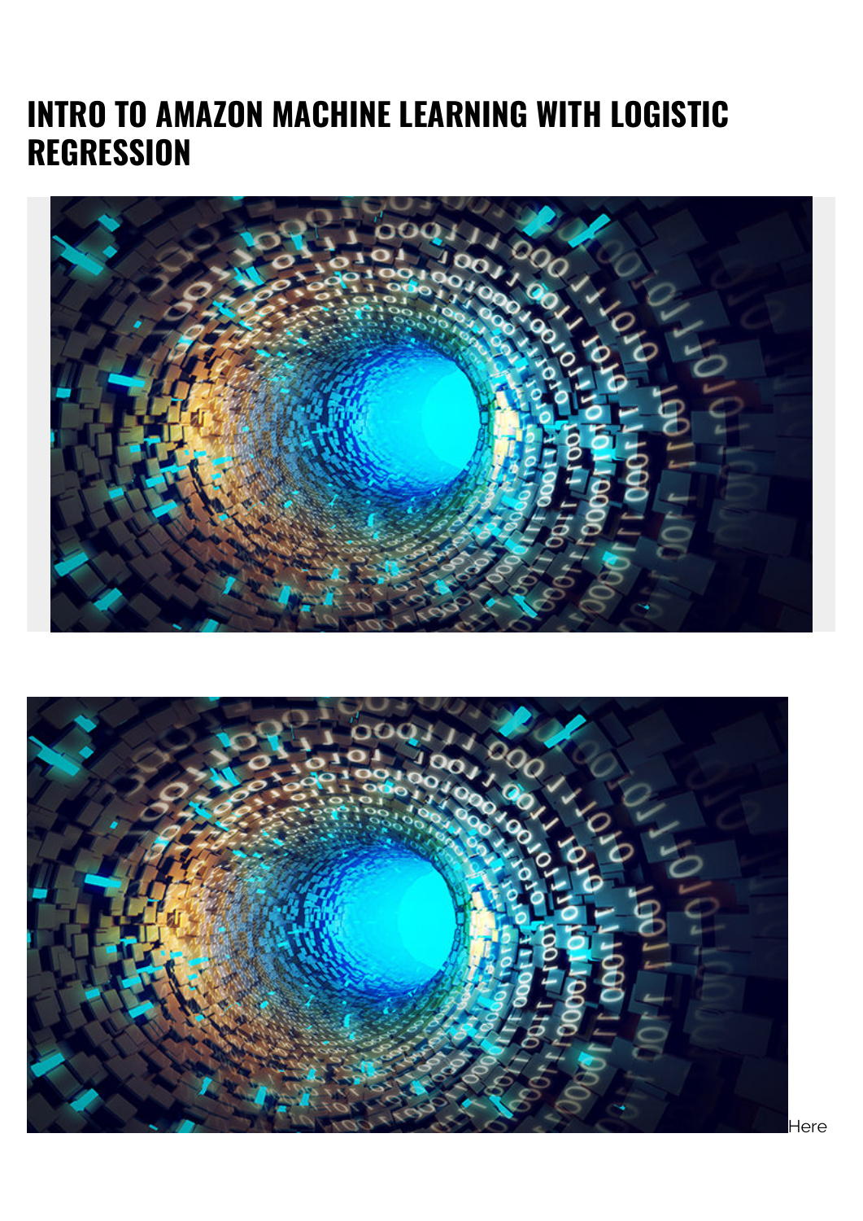# INTRO TO AMAZON MACHINE LEARNING WITH LOGISTIC REGRESSION

Here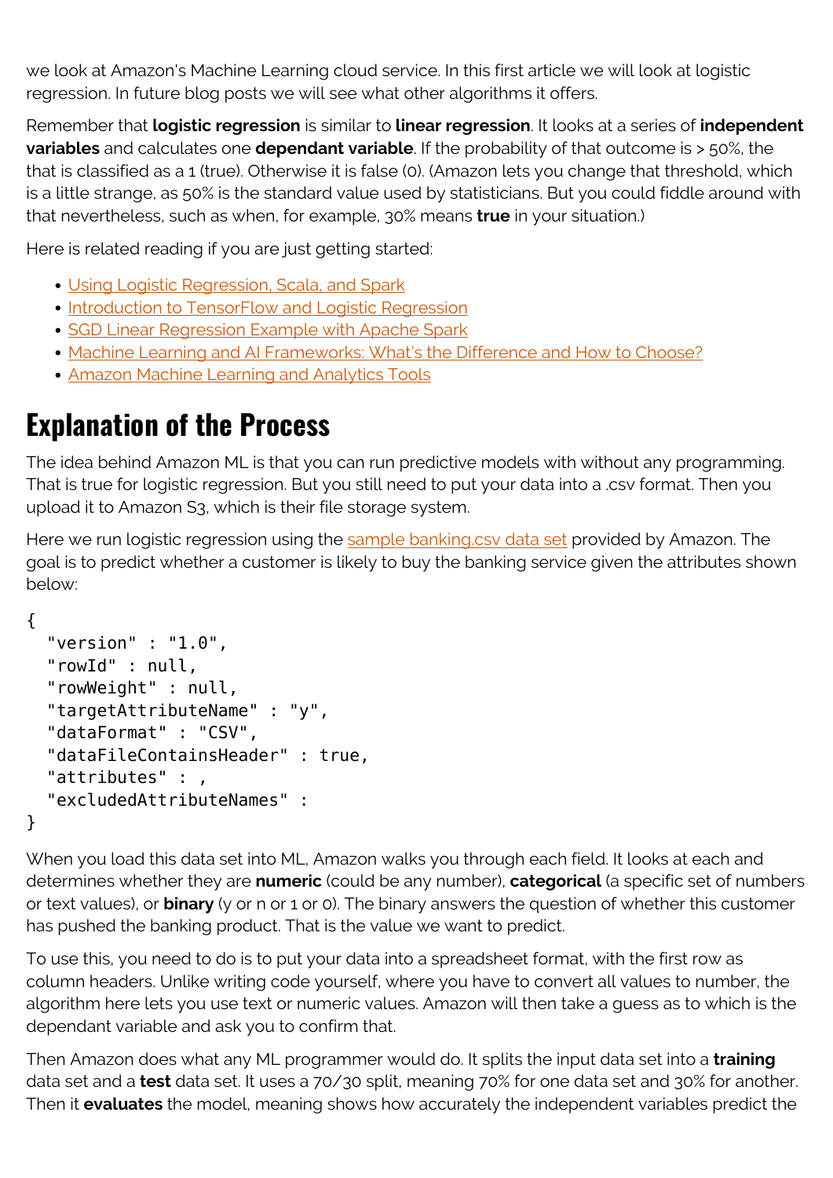we look at Amazon's Machine Learning cloud service. In this first article we will look at logistic regression. In future blog posts we will see what other algorithms it offers.

Remember that **logistic regression** is similar to **linear regression**. It looks at a series of **independent variables** and calculates one **dependant variable**. If the probability of that outcome is > 50%, the that is classified as a 1 (true). Otherwise it is false (0). (Amazon lets you change that threshold, which is a little strange, as 50% is the standard value used by statisticians. But you could fiddle around with that nevertheless, such as when, for example, 30% means **true** in your situation.)

Here is related reading if you are just getting started:

- [Using Logistic Regression, Scala, and Spark]()
- [Introduction to TensorFlow and Logistic Regression]()
- [SGD Linear Regression Example with Apache Spark]()
- [Machine Learning and AI Frameworks: What's the Difference and How to Choose?]()
- [Amazon Machine Learning and Analytics Tools]()

# Explanation of the Process

The idea behind Amazon ML is that you can run predictive models with without any programming. That is true for logistic regression. But you still need to put your data into a .csv format. Then you upload it to Amazon S3, which is their file storage system.

Here we run logistic regression using the [sample banking.csv data set]() provided by Amazon. The goal is to predict whether a customer is likely to buy the banking service given the attributes shown below:

```
{
  "version" : "1.0",
  "rowId" : null,
  "rowWeight" : null,
  "targetAttributeName" : "y",
  "dataFormat" : "CSV",
  "dataFileContainsHeader" : true,
  "attributes" : ,
  "excludedAttributeNames" :
}
```

When you load this data set into ML, Amazon walks you through each field. It looks at each and determines whether they are **numeric** (could be any number), **categorical** (a specific set of numbers or text values), or **binary** (y or n or 1 or 0). The binary answers the question of whether this customer has pushed the banking product. That is the value we want to predict.

To use this, you need to do is to put your data into a spreadsheet format, with the first row as column headers. Unlike writing code yourself, where you have to convert all values to number, the algorithm here lets you use text or numeric values. Amazon will then take a guess as to which is the dependant variable and ask you to confirm that.

Then Amazon does what any ML programmer would do. It splits the input data set into a **training** data set and a **test** data set. It uses a 70/30 split, meaning 70% for one data set and 30% for another. Then it **evaluates** the model, meaning shows how accurately the independent variables predict the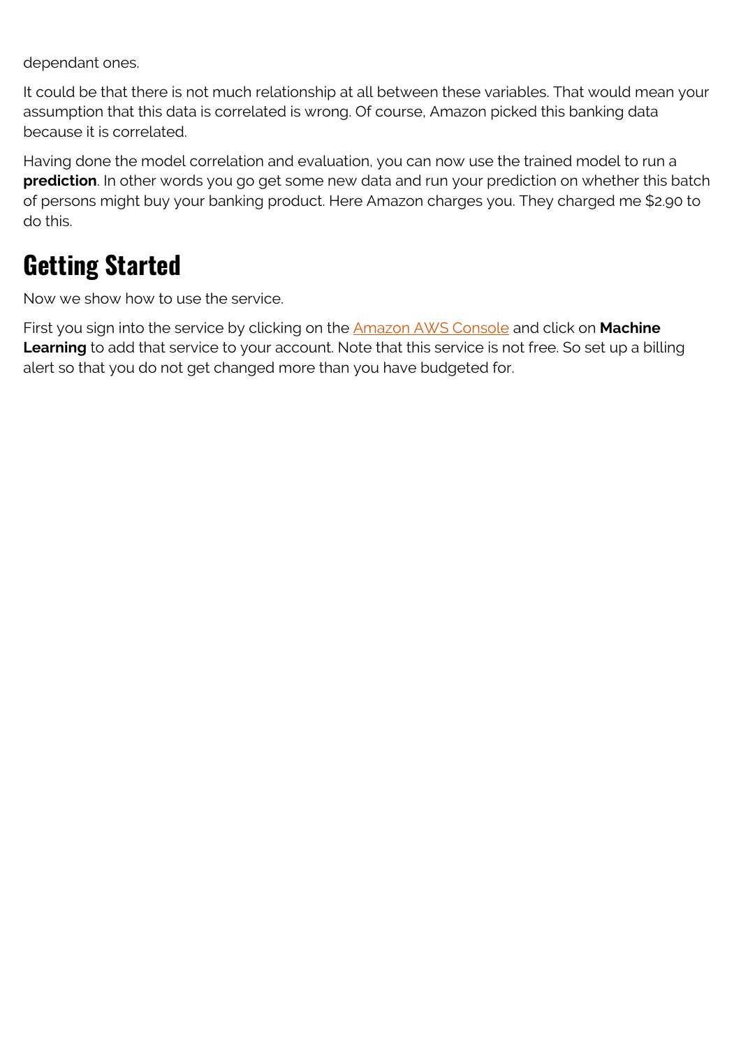dependant ones.

It could be that there is not much relationship at all between these variables. That would mean your assumption that this data is correlated is wrong. Of course, Amazon picked this banking data because it is correlated.

Having done the model correlation and evaluation, you can now use the trained model to run a **prediction**. In other words you go get some new data and run your prediction on whether this batch of persons might buy your banking product. Here Amazon charges you. They charged me $2.90 to do this.

## Getting Started

Now we show how to use the service.

First you sign into the service by clicking on the [Amazon AWS Console]() and click on **Machine Learning** to add that service to your account. Note that this service is not free. So set up a billing alert so that you do not get changed more than you have budgeted for.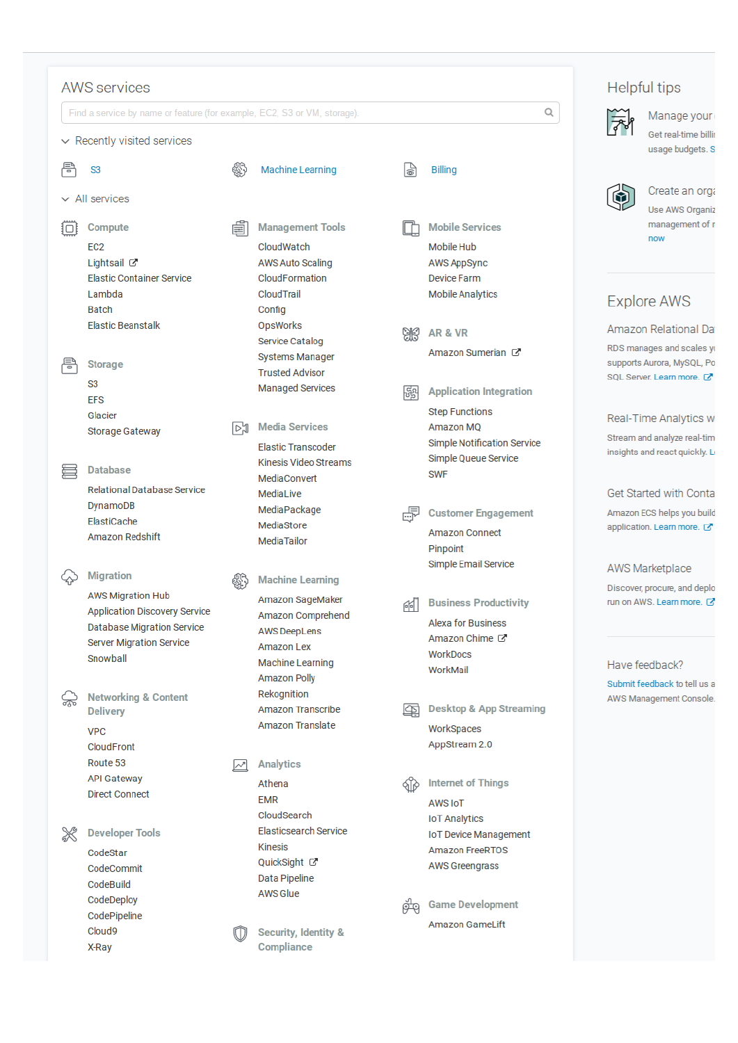# AWS services

Find a service by name or feature (for example, EC2, S3 or VM, storage).

## Recently visited services

- S3
- Machine Learning
- Billing

## All services

### Compute

- EC2
- Lightsail
- Elastic Container Service
- Lambda
- Batch
- Elastic Beanstalk

### Storage

- S3
- EFS
- Glacier
- Storage Gateway

### Database

- Relational Database Service
- DynamoDB
- ElastiCache
- Amazon Redshift

### Migration

- AWS Migration Hub
- Application Discovery Service
- Database Migration Service
- Server Migration Service
- Snowball

### Networking & Content Delivery

- VPC
- CloudFront
- Route 53
- API Gateway
- Direct Connect

### Developer Tools

- CodeStar
- CodeCommit
- CodeBuild
- CodeDeploy
- CodePipeline
- Cloud9
- X-Ray

### Management Tools

- CloudWatch
- AWS Auto Scaling
- CloudFormation
- CloudTrail
- Config
- OpsWorks
- Service Catalog
- Systems Manager
- Trusted Advisor
- Managed Services

### Media Services

- Elastic Transcoder
- Kinesis Video Streams
- MediaConvert
- MediaLive
- MediaPackage
- MediaStore
- MediaTailor

### Machine Learning

- Amazon SageMaker
- Amazon Comprehend
- AWS DeepLens
- Amazon Lex
- Machine Learning
- Amazon Polly
- Rekognition
- Amazon Transcribe
- Amazon Translate

### Analytics

- Athena
- EMR
- CloudSearch
- Elasticsearch Service
- Kinesis
- QuickSight
- Data Pipeline
- AWS Glue

### Security, Identity & Compliance

### Mobile Services

- Mobile Hub
- AWS AppSync
- Device Farm
- Mobile Analytics

### AR & VR

- Amazon Sumerian

### Application Integration

- Step Functions
- Amazon MQ
- Simple Notification Service
- Simple Queue Service
- SWF

### Customer Engagement

- Amazon Connect
- Pinpoint
- Simple Email Service

### Business Productivity

- Alexa for Business
- Amazon Chime
- WorkDocs
- WorkMail

### Desktop & App Streaming

- WorkSpaces
- AppStream 2.0

### Internet of Things

- AWS IoT
- IoT Analytics
- IoT Device Management
- Amazon FreeRTOS
- AWS Greengrass

### Game Development

- Amazon GameLift

# Helpful tips

Manage your

Get real-time billi usage budgets. S

Create an orga

Use AWS Organiz management of r now

# Explore AWS

Amazon Relational Da

RDS manages and scales y supports Aurora, MySQL, Po SQL Server. Learn more.

Real-Time Analytics w

Stream and analyze real-tim insights and react quickly. L

Get Started with Conta

Amazon ECS helps you build application. Learn more.

AWS Marketplace

Discover, procure, and deplo run on AWS. Learn more.

Have feedback?

Submit feedback to tell us a AWS Management Console.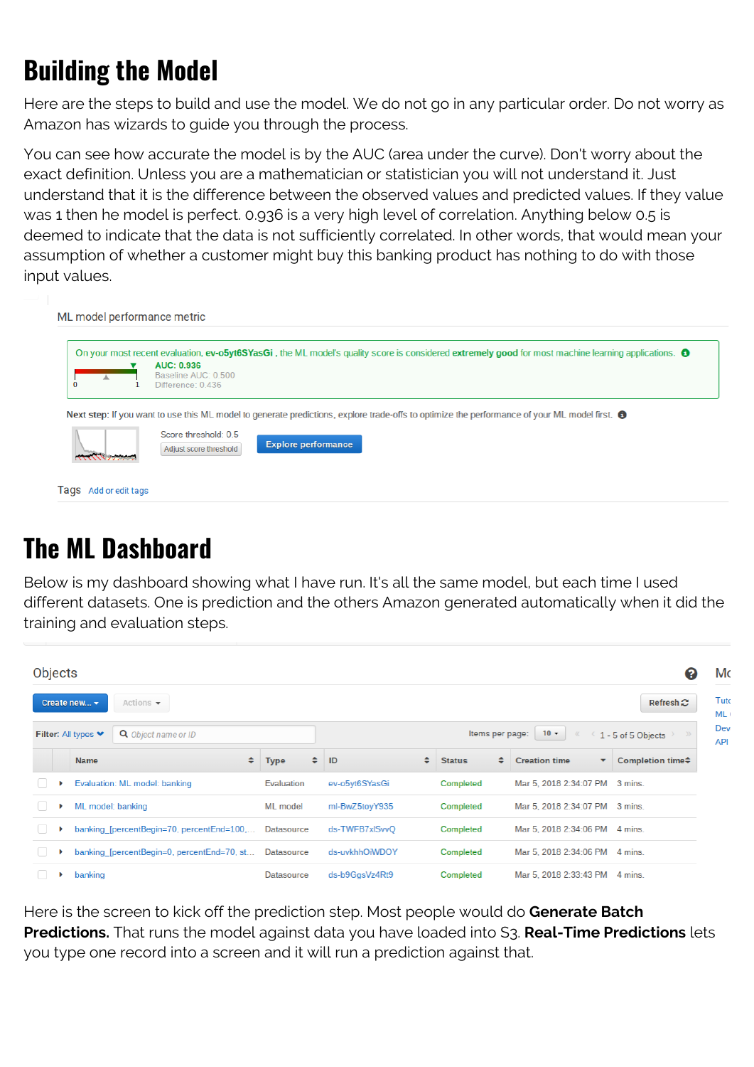# Building the Model

Here are the steps to build and use the model. We do not go in any particular order. Do not worry as Amazon has wizards to guide you through the process.

You can see how accurate the model is by the AUC (area under the curve). Don't worry about the exact definition. Unless you are a mathematician or statistician you will not understand it. Just understand that it is the difference between the observed values and predicted values. If they value was 1 then he model is perfect. 0.936 is a very high level of correlation. Anything below 0.5 is deemed to indicate that the data is not sufficiently correlated. In other words, that would mean your assumption of whether a customer might buy this banking product has nothing to do with those input values.

ML model performance metric

On your most recent evaluation, **ev-o5yt6SYasGi** , the ML model's quality score is considered **extremely good** for most machine learning applications.

AUC: 0.936
Baseline AUC: 0.500
Difference: 0.436

**Next step:** If you want to use this ML model to generate predictions, explore trade-offs to optimize the performance of your ML model first.

Score threshold: 0.5
Adjust score threshold
Explore performance

Tags Add or edit tags

# The ML Dashboard

Below is my dashboard showing what I have run. It's all the same model, but each time I used different datasets. One is prediction and the others Amazon generated automatically when it did the training and evaluation steps.

Objects

Create new... | Actions | Refresh

Filter: All types | Object name or ID | Items per page: 10 | 1 - 5 of 5 Objects

| Name | Type | ID | Status | Creation time | Completion time |
|---|---|---|---|---|---|
| Evaluation: ML model: banking | Evaluation | ev-o5yt6SYasGi | Completed | Mar 5, 2018 2:34:07 PM | 3 mins. |
| ML model: banking | ML model | ml-BwZ5toyY935 | Completed | Mar 5, 2018 2:34:07 PM | 3 mins. |
| banking_[percentBegin=70, percentEnd=100,... | Datasource | ds-TWFB7xlSvvQ | Completed | Mar 5, 2018 2:34:06 PM | 4 mins. |
| banking_[percentBegin=0, percentEnd=70, st... | Datasource | ds-uvkhhOiWDOY | Completed | Mar 5, 2018 2:34:06 PM | 4 mins. |
| banking | Datasource | ds-b9GgsVz4Rt9 | Completed | Mar 5, 2018 2:33:43 PM | 4 mins. |

Here is the screen to kick off the prediction step. Most people would do **Generate Batch Predictions.** That runs the model against data you have loaded into S3. **Real-Time Predictions** lets you type one record into a screen and it will run a prediction against that.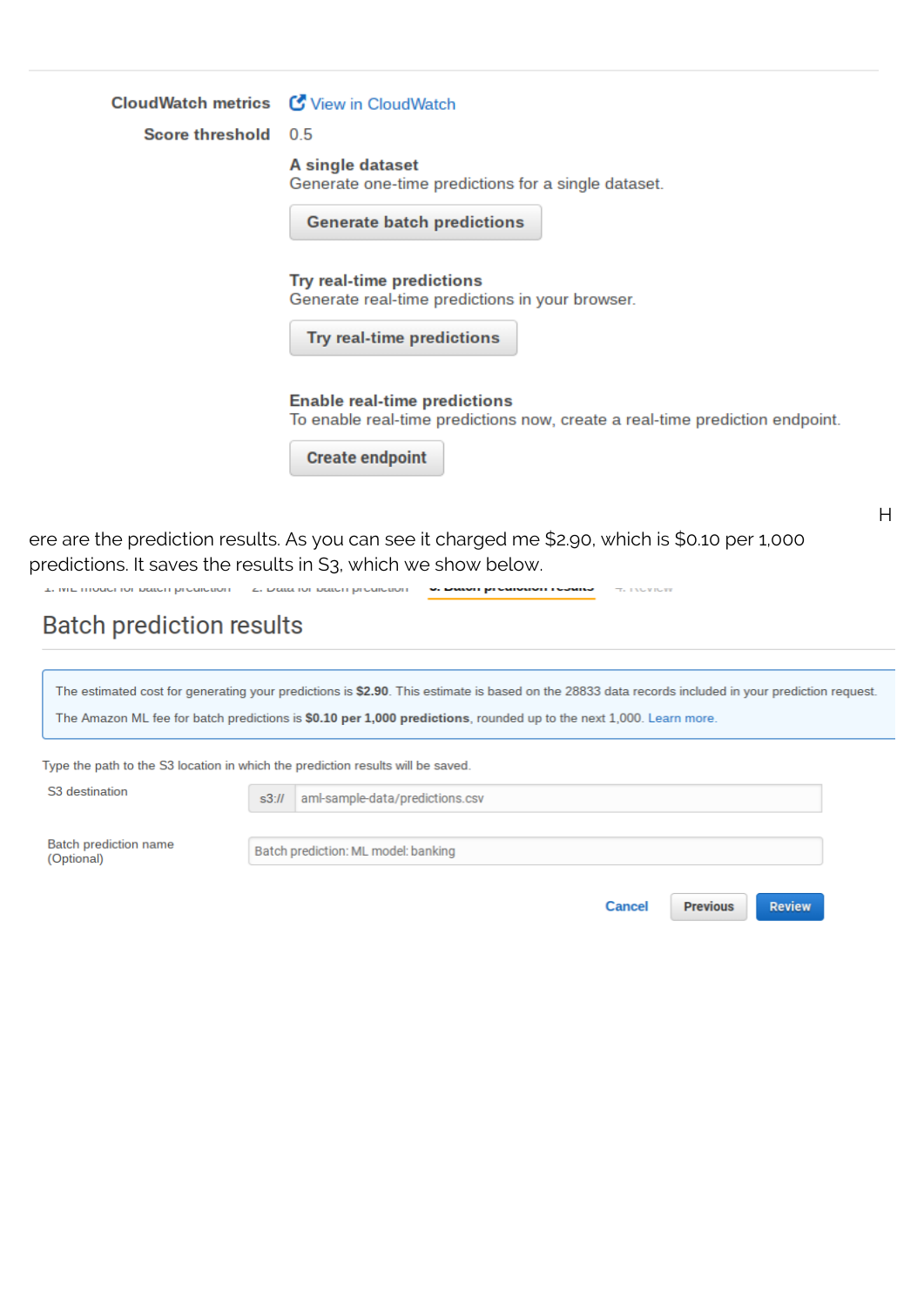**CloudWatch metrics** View in CloudWatch

**Score threshold** 0.5

**A single dataset**
Generate one-time predictions for a single dataset.

**Generate batch predictions**

**Try real-time predictions**
Generate real-time predictions in your browser.

**Try real-time predictions**

**Enable real-time predictions**
To enable real-time predictions now, create a real-time prediction endpoint.

**Create endpoint**

Here are the prediction results. As you can see it charged me $2.90, which is $0.10 per 1,000 predictions. It saves the results in S3, which we show below.

1. ML model for batch prediction 2. Data for batch prediction **3. Batch prediction results** 4. Review

## Batch prediction results

The estimated cost for generating your predictions is **$2.90**. This estimate is based on the 28833 data records included in your prediction request.

The Amazon ML fee for batch predictions is **$0.10 per 1,000 predictions**, rounded up to the next 1,000. Learn more.

Type the path to the S3 location in which the prediction results will be saved.

S3 destination: s3:// aml-sample-data/predictions.csv

Batch prediction name (Optional): Batch prediction: ML model: banking

Cancel Previous Review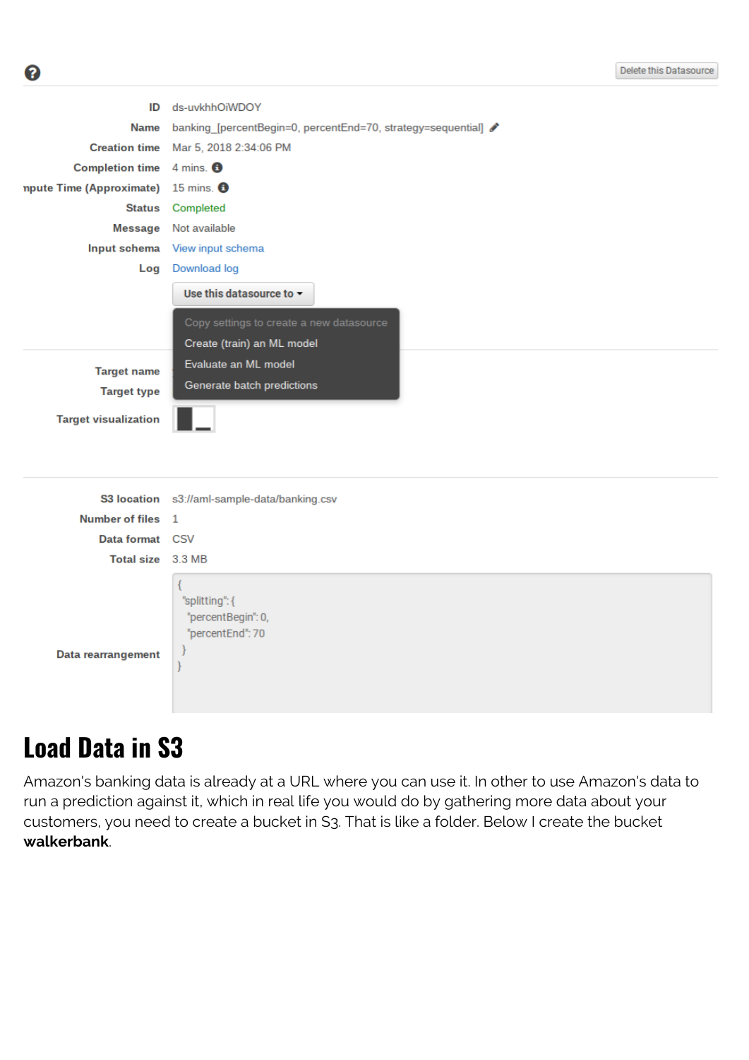Delete this Datasource

| | |
|---|---|
| ID | ds-uvkhhOiWDOY |
| Name | banking_[percentBegin=0, percentEnd=70, strategy=sequential] |
| Creation time | Mar 5, 2018 2:34:06 PM |
| Completion time | 4 mins. |
| Compute Time (Approximate) | 15 mins. |
| Status | Completed |
| Message | Not available |
| Input schema | View input schema |
| Log | Download log |

Use this datasource to

- Copy settings to create a new datasource
- Create (train) an ML model
- Evaluate an ML model
- Generate batch predictions

Target name

Target type

Target visualization

| | |
|---|---|
| S3 location | s3://aml-sample-data/banking.csv |
| Number of files | 1 |
| Data format | CSV |
| Total size | 3.3 MB |

Data rearrangement

```
{
 "splitting": {
  "percentBegin": 0,
  "percentEnd": 70
 }
}
```

# Load Data in S3

Amazon's banking data is already at a URL where you can use it. In other to use Amazon's data to run a prediction against it, which in real life you would do by gathering more data about your customers, you need to create a bucket in S3. That is like a folder. Below I create the bucket **walkerbank**.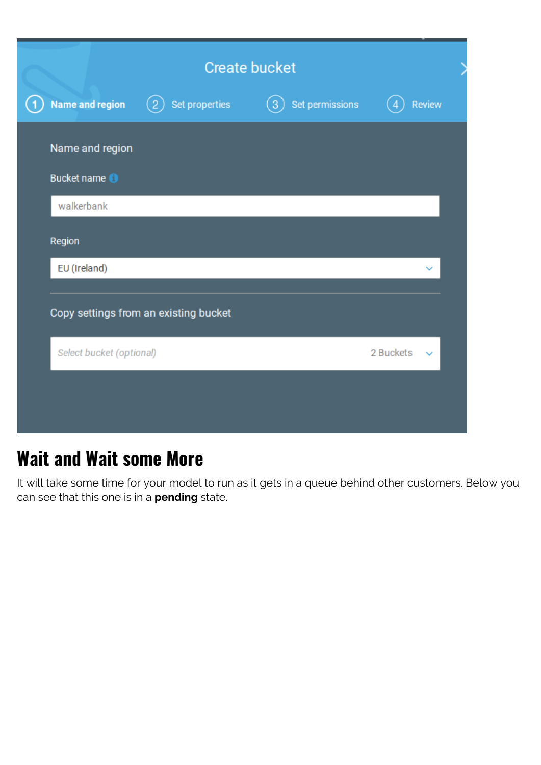## Wait and Wait some More

It will take some time for your model to run as it gets in a queue behind other customers. Below you can see that this one is in a **pending** state.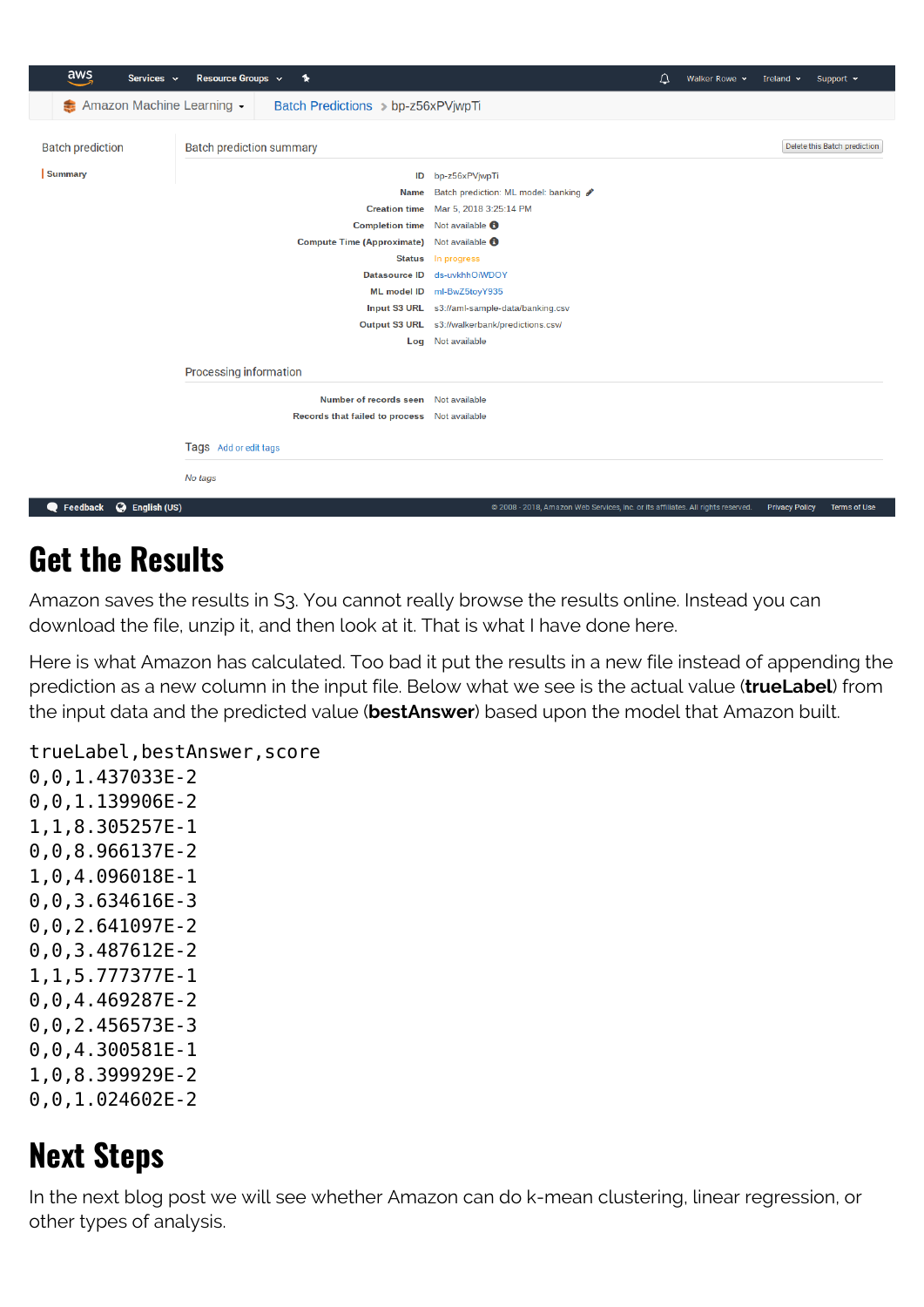Amazon Machine Learning > Batch Predictions > bp-z56xPVjwpTi

Batch prediction

Summary

Batch prediction summary

Delete this Batch prediction

| | |
|---|---|
| ID | bp-z56xPVjwpTi |
| Name | Batch prediction: ML model: banking |
| Creation time | Mar 5, 2018 3:25:14 PM |
| Completion time | Not available |
| Compute Time (Approximate) | Not available |
| Status | In progress |
| Datasource ID | ds-uvkhhOIWDOY |
| ML model ID | ml-BwZ5tcyY935 |
| Input S3 URL | s3://aml-sample-data/banking.csv |
| Output S3 URL | s3://walkerbank/predictions.csv/ |
| Log | Not available |

Processing information

| | |
|---|---|
| Number of records seen | Not available |
| Records that failed to process | Not available |

Tags Add or edit tags

*No tags*

# Get the Results

Amazon saves the results in S3. You cannot really browse the results online. Instead you can download the file, unzip it, and then look at it. That is what I have done here.

Here is what Amazon has calculated. Too bad it put the results in a new file instead of appending the prediction as a new column in the input file. Below what we see is the actual value (**trueLabel**) from the input data and the predicted value (**bestAnswer**) based upon the model that Amazon built.

```
trueLabel,bestAnswer,score
0,0,1.437033E-2
0,0,1.139906E-2
1,1,8.305257E-1
0,0,8.966137E-2
1,0,4.096018E-1
0,0,3.634616E-3
0,0,2.641097E-2
0,0,3.487612E-2
1,1,5.777377E-1
0,0,4.469287E-2
0,0,2.456573E-3
0,0,4.300581E-1
1,0,8.399929E-2
0,0,1.024602E-2
```

# Next Steps

In the next blog post we will see whether Amazon can do k-mean clustering, linear regression, or other types of analysis.